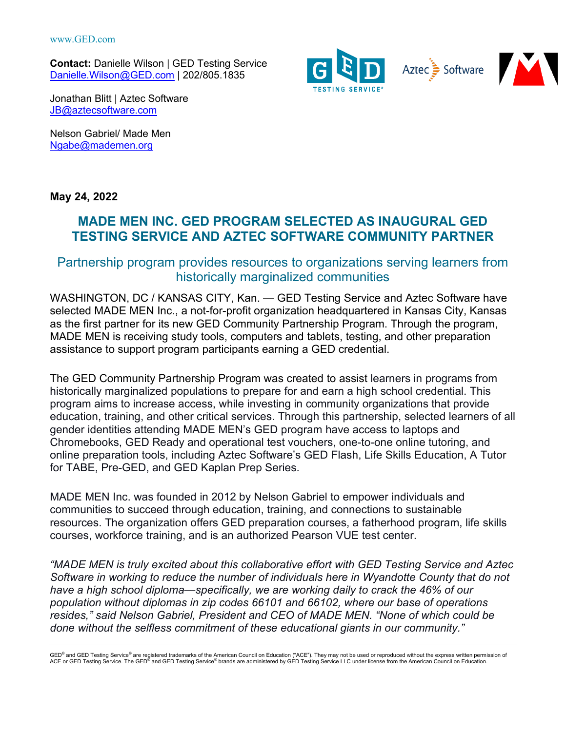www.GED.com

**Contact:** Danielle Wilson | GED Testing Service
Danielle.Wilson@GED.com | 202/805.1835

Jonathan Blitt | Aztec Software
JB@aztecsoftware.com

Nelson Gabriel/ Made Men
Ngabe@mademen.org

**May 24, 2022**

# MADE MEN INC. GED PROGRAM SELECTED AS INAUGURAL GED TESTING SERVICE AND AZTEC SOFTWARE COMMUNITY PARTNER

## Partnership program provides resources to organizations serving learners from historically marginalized communities

WASHINGTON, DC / KANSAS CITY, Kan. — GED Testing Service and Aztec Software have selected MADE MEN Inc., a not-for-profit organization headquartered in Kansas City, Kansas as the first partner for its new GED Community Partnership Program. Through the program, MADE MEN is receiving study tools, computers and tablets, testing, and other preparation assistance to support program participants earning a GED credential.

The GED Community Partnership Program was created to assist learners in programs from historically marginalized populations to prepare for and earn a high school credential. This program aims to increase access, while investing in community organizations that provide education, training, and other critical services. Through this partnership, selected learners of all gender identities attending MADE MEN's GED program have access to laptops and Chromebooks, GED Ready and operational test vouchers, one-to-one online tutoring, and online preparation tools, including Aztec Software's GED Flash, Life Skills Education, A Tutor for TABE, Pre-GED, and GED Kaplan Prep Series.

MADE MEN Inc. was founded in 2012 by Nelson Gabriel to empower individuals and communities to succeed through education, training, and connections to sustainable resources. The organization offers GED preparation courses, a fatherhood program, life skills courses, workforce training, and is an authorized Pearson VUE test center.

*"MADE MEN is truly excited about this collaborative effort with GED Testing Service and Aztec Software in working to reduce the number of individuals here in Wyandotte County that do not have a high school diploma—specifically, we are working daily to crack the 46% of our population without diplomas in zip codes 66101 and 66102, where our base of operations resides," said Nelson Gabriel, President and CEO of MADE MEN. "None of which could be done without the selfless commitment of these educational giants in our community."*

GED® and GED Testing Service® are registered trademarks of the American Council on Education ("ACE"). They may not be used or reproduced without the express written permission of ACE or GED Testing Service. The GED® and GED Testing Service® brands are administered by GED Testing Service LLC under license from the American Council on Education.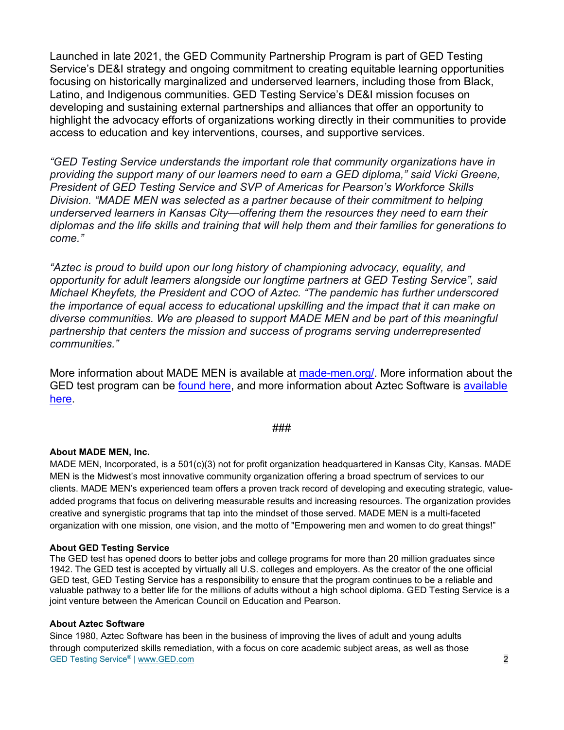Launched in late 2021, the GED Community Partnership Program is part of GED Testing Service's DE&I strategy and ongoing commitment to creating equitable learning opportunities focusing on historically marginalized and underserved learners, including those from Black, Latino, and Indigenous communities. GED Testing Service's DE&I mission focuses on developing and sustaining external partnerships and alliances that offer an opportunity to highlight the advocacy efforts of organizations working directly in their communities to provide access to education and key interventions, courses, and supportive services.

*"GED Testing Service understands the important role that community organizations have in providing the support many of our learners need to earn a GED diploma," said Vicki Greene, President of GED Testing Service and SVP of Americas for Pearson's Workforce Skills Division. "MADE MEN was selected as a partner because of their commitment to helping underserved learners in Kansas City—offering them the resources they need to earn their diplomas and the life skills and training that will help them and their families for generations to come."*

*"Aztec is proud to build upon our long history of championing advocacy, equality, and opportunity for adult learners alongside our longtime partners at GED Testing Service", said Michael Kheyfets, the President and COO of Aztec. "The pandemic has further underscored the importance of equal access to educational upskilling and the impact that it can make on diverse communities. We are pleased to support MADE MEN and be part of this meaningful partnership that centers the mission and success of programs serving underrepresented communities."*

More information about MADE MEN is available at [made-men.org/](made-men.org/). More information about the GED test program can be [found here](), and more information about Aztec Software is [available here]().

###

**About MADE MEN, Inc.**

MADE MEN, Incorporated, is a 501(c)(3) not for profit organization headquartered in Kansas City, Kansas. MADE MEN is the Midwest's most innovative community organization offering a broad spectrum of services to our clients. MADE MEN's experienced team offers a proven track record of developing and executing strategic, value-added programs that focus on delivering measurable results and increasing resources. The organization provides creative and synergistic programs that tap into the mindset of those served. MADE MEN is a multi-faceted organization with one mission, one vision, and the motto of "Empowering men and women to do great things!"

**About GED Testing Service**

The GED test has opened doors to better jobs and college programs for more than 20 million graduates since 1942. The GED test is accepted by virtually all U.S. colleges and employers. As the creator of the one official GED test, GED Testing Service has a responsibility to ensure that the program continues to be a reliable and valuable pathway to a better life for the millions of adults without a high school diploma. GED Testing Service is a joint venture between the American Council on Education and Pearson.

**About Aztec Software**

Since 1980, Aztec Software has been in the business of improving the lives of adult and young adults through computerized skills remediation, with a focus on core academic subject areas, as well as those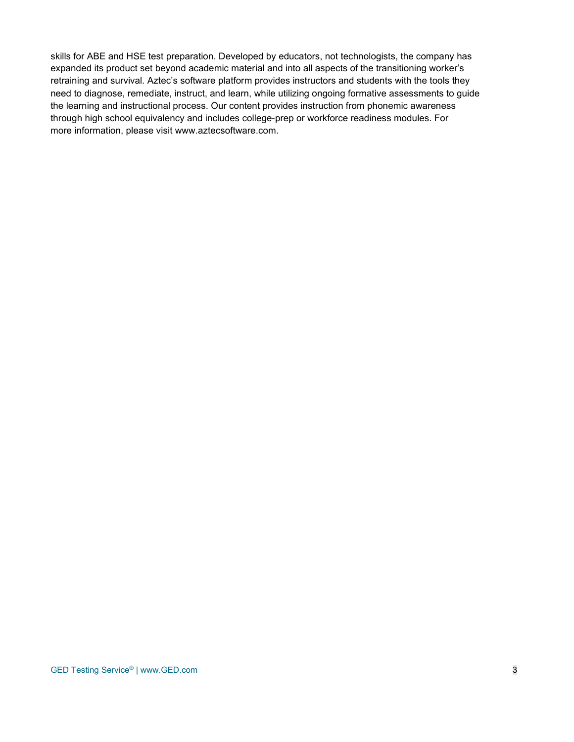skills for ABE and HSE test preparation. Developed by educators, not technologists, the company has expanded its product set beyond academic material and into all aspects of the transitioning worker's retraining and survival. Aztec's software platform provides instructors and students with the tools they need to diagnose, remediate, instruct, and learn, while utilizing ongoing formative assessments to guide the learning and instructional process. Our content provides instruction from phonemic awareness through high school equivalency and includes college-prep or workforce readiness modules. For more information, please visit www.aztecsoftware.com.